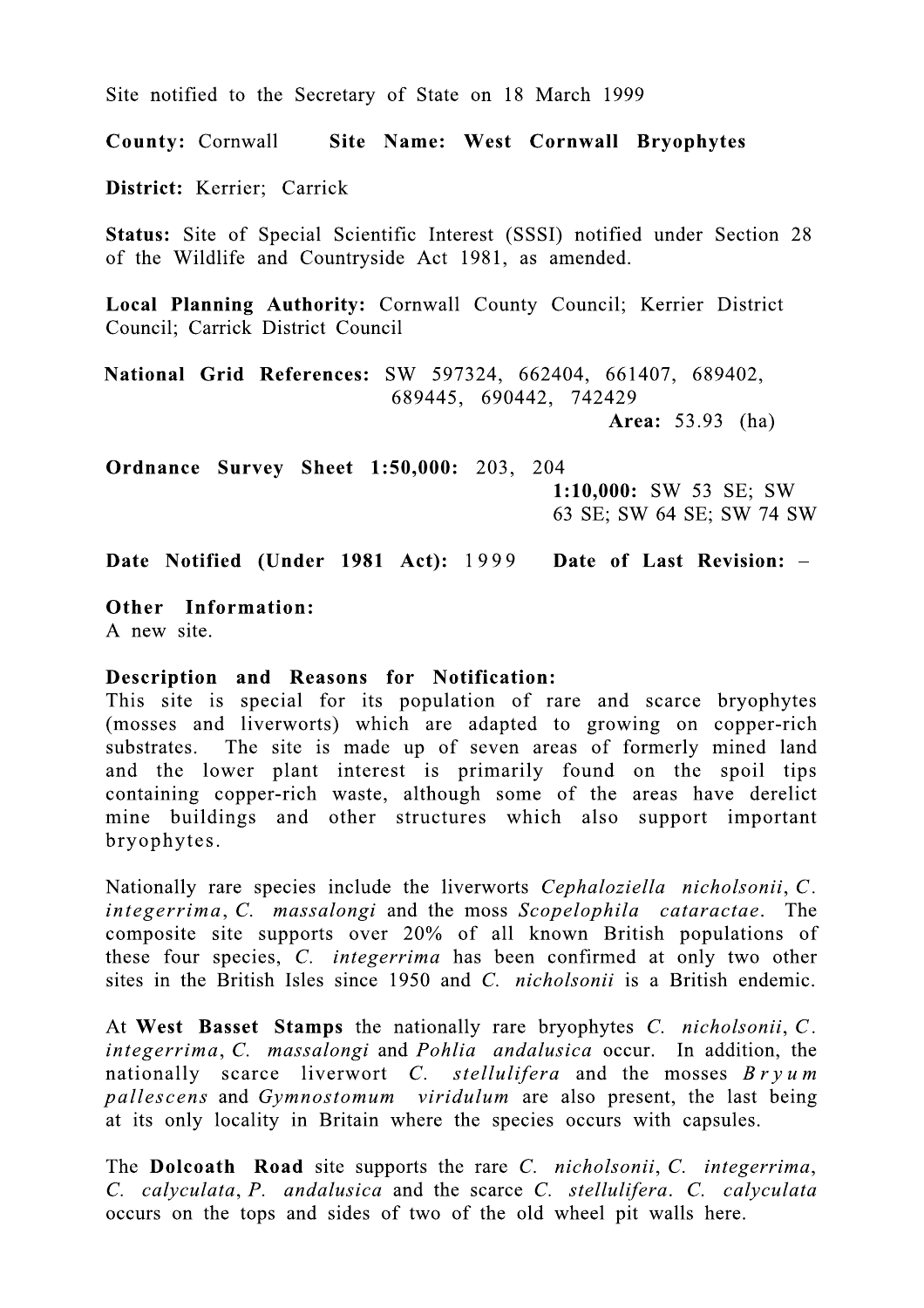Site notified to the Secretary of State on 18 March 1999

**County:** Cornwall **Site Name: West Cornwall Bryophytes**

**District:** Kerrier; Carrick

**Status:** Site of Special Scientific Interest (SSSI) notified under Section 28 of the Wildlife and Countryside Act 1981, as amended.

**Local Planning Authority:** Cornwall County Council; Kerrier District Council; Carrick District Council

**National Grid References:** SW 597324, 662404, 661407, 689402, 689445, 690442, 742429

**Area:** 53.93 (ha)

**Ordnance Survey Sheet 1:50,000:** 203, 204
**1:10,000:** SW 53 SE; SW 63 SE; SW 64 SE; SW 74 SW

**Date Notified (Under 1981 Act):** 1999 **Date of Last Revision:** –

**Other Information:**
A new site.

**Description and Reasons for Notification:**
This site is special for its population of rare and scarce bryophytes (mosses and liverworts) which are adapted to growing on copper-rich substrates. The site is made up of seven areas of formerly mined land and the lower plant interest is primarily found on the spoil tips containing copper-rich waste, although some of the areas have derelict mine buildings and other structures which also support important bryophytes.

Nationally rare species include the liverworts *Cephaloziella nicholsonii*, *C. integerrima*, *C. massalongi* and the moss *Scopelophila cataractae*. The composite site supports over 20% of all known British populations of these four species, *C. integerrima* has been confirmed at only two other sites in the British Isles since 1950 and *C. nicholsonii* is a British endemic.

At **West Basset Stamps** the nationally rare bryophytes *C. nicholsonii*, *C. integerrima*, *C. massalongi* and *Pohlia andalusica* occur. In addition, the nationally scarce liverwort *C. stellulifera* and the mosses *Bryum pallescens* and *Gymnostomum viridulum* are also present, the last being at its only locality in Britain where the species occurs with capsules.

The **Dolcoath Road** site supports the rare *C. nicholsonii*, *C. integerrima*, *C. calyculata*, *P. andalusica* and the scarce *C. stellulifera*. *C. calyculata* occurs on the tops and sides of two of the old wheel pit walls here.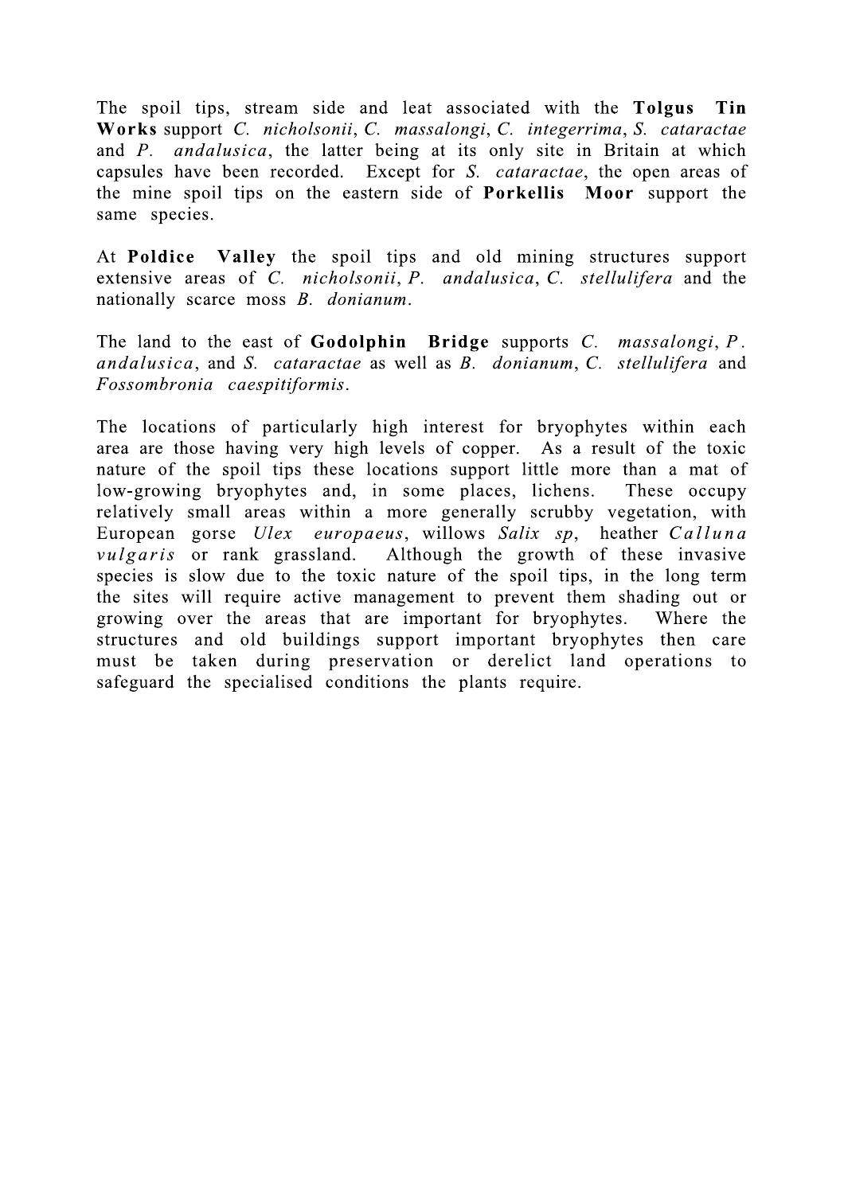The spoil tips, stream side and leat associated with the **Tolgus Tin Works** support *C. nicholsonii*, *C. massalongi*, *C. integerrima*, *S. cataractae* and *P. andalusica*, the latter being at its only site in Britain at which capsules have been recorded. Except for *S. cataractae*, the open areas of the mine spoil tips on the eastern side of **Porkellis Moor** support the same species.

At **Poldice Valley** the spoil tips and old mining structures support extensive areas of *C. nicholsonii*, *P. andalusica*, *C. stellulifera* and the nationally scarce moss *B. donianum*.

The land to the east of **Godolphin Bridge** supports *C. massalongi*, *P. andalusica*, and *S. cataractae* as well as *B. donianum*, *C. stellulifera* and *Fossombronia caespitiformis*.

The locations of particularly high interest for bryophytes within each area are those having very high levels of copper. As a result of the toxic nature of the spoil tips these locations support little more than a mat of low-growing bryophytes and, in some places, lichens. These occupy relatively small areas within a more generally scrubby vegetation, with European gorse *Ulex europaeus*, willows *Salix sp*, heather *Calluna vulgaris* or rank grassland. Although the growth of these invasive species is slow due to the toxic nature of the spoil tips, in the long term the sites will require active management to prevent them shading out or growing over the areas that are important for bryophytes. Where the structures and old buildings support important bryophytes then care must be taken during preservation or derelict land operations to safeguard the specialised conditions the plants require.